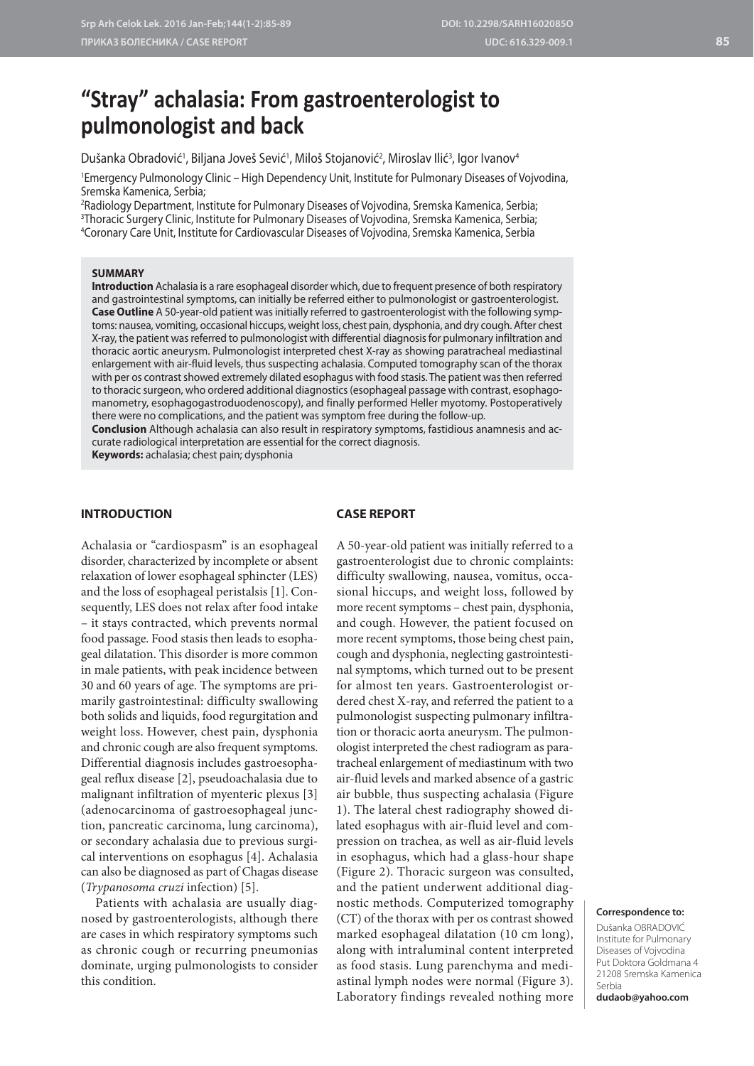# "Stray" achalasia: From gastroenterologist to pulmonologist and back

Dušanka Obradović[1], Biljana Joveš Sević[1], Miloš Stojanović[2], Miroslav Ilić[3], Igor Ivanov[4]

[1]Emergency Pulmonology Clinic – High Dependency Unit, Institute for Pulmonary Diseases of Vojvodina, Sremska Kamenica, Serbia;
[2]Radiology Department, Institute for Pulmonary Diseases of Vojvodina, Sremska Kamenica, Serbia;
[3]Thoracic Surgery Clinic, Institute for Pulmonary Diseases of Vojvodina, Sremska Kamenica, Serbia;
[4]Coronary Care Unit, Institute for Cardiovascular Diseases of Vojvodina, Sremska Kamenica, Serbia

## SUMMARY

**Introduction** Achalasia is a rare esophageal disorder which, due to frequent presence of both respiratory and gastrointestinal symptoms, can initially be referred either to pulmonologist or gastroenterologist.
**Case Outline** A 50-year-old patient was initially referred to gastroenterologist with the following symptoms: nausea, vomiting, occasional hiccups, weight loss, chest pain, dysphonia, and dry cough. After chest X-ray, the patient was referred to pulmonologist with differential diagnosis for pulmonary infiltration and thoracic aortic aneurysm. Pulmonologist interpreted chest X-ray as showing paratracheal mediastinal enlargement with air-fluid levels, thus suspecting achalasia. Computed tomography scan of the thorax with per os contrast showed extremely dilated esophagus with food stasis. The patient was then referred to thoracic surgeon, who ordered additional diagnostics (esophageal passage with contrast, esophagomanometry, esophagogastroduodenoscopy), and finally performed Heller myotomy. Postoperatively there were no complications, and the patient was symptom free during the follow-up.
**Conclusion** Although achalasia can also result in respiratory symptoms, fastidious anamnesis and accurate radiological interpretation are essential for the correct diagnosis.
**Keywords:** achalasia; chest pain; dysphonia

## INTRODUCTION

Achalasia or "cardiospasm" is an esophageal disorder, characterized by incomplete or absent relaxation of lower esophageal sphincter (LES) and the loss of esophageal peristalsis [1]. Consequently, LES does not relax after food intake – it stays contracted, which prevents normal food passage. Food stasis then leads to esophageal dilatation. This disorder is more common in male patients, with peak incidence between 30 and 60 years of age. The symptoms are primarily gastrointestinal: difficulty swallowing both solids and liquids, food regurgitation and weight loss. However, chest pain, dysphonia and chronic cough are also frequent symptoms. Differential diagnosis includes gastroesophageal reflux disease [2], pseudoachalasia due to malignant infiltration of myenteric plexus [3] (adenocarcinoma of gastroesophageal junction, pancreatic carcinoma, lung carcinoma), or secondary achalasia due to previous surgical interventions on esophagus [4]. Achalasia can also be diagnosed as part of Chagas disease (*Trypanosoma cruzi* infection) [5].

Patients with achalasia are usually diagnosed by gastroenterologists, although there are cases in which respiratory symptoms such as chronic cough or recurring pneumonias dominate, urging pulmonologists to consider this condition.

## CASE REPORT

A 50-year-old patient was initially referred to a gastroenterologist due to chronic complaints: difficulty swallowing, nausea, vomitus, occasional hiccups, and weight loss, followed by more recent symptoms – chest pain, dysphonia, and cough. However, the patient focused on more recent symptoms, those being chest pain, cough and dysphonia, neglecting gastrointestinal symptoms, which turned out to be present for almost ten years. Gastroenterologist ordered chest X-ray, and referred the patient to a pulmonologist suspecting pulmonary infiltration or thoracic aorta aneurysm. The pulmonologist interpreted the chest radiogram as paratracheal enlargement of mediastinum with two air-fluid levels and marked absence of a gastric air bubble, thus suspecting achalasia (Figure 1). The lateral chest radiography showed dilated esophagus with air-fluid level and compression on trachea, as well as air-fluid levels in esophagus, which had a glass-hour shape (Figure 2). Thoracic surgeon was consulted, and the patient underwent additional diagnostic methods. Computerized tomography (CT) of the thorax with per os contrast showed marked esophageal dilatation (10 cm long), along with intraluminal content interpreted as food stasis. Lung parenchyma and mediastinal lymph nodes were normal (Figure 3). Laboratory findings revealed nothing more

**Correspondence to:**
Dušanka OBRADOVIĆ
Institute for Pulmonary Diseases of Vojvodina
Put Doktora Goldmana 4
21208 Sremska Kamenica
Serbia
**dudaob@yahoo.com**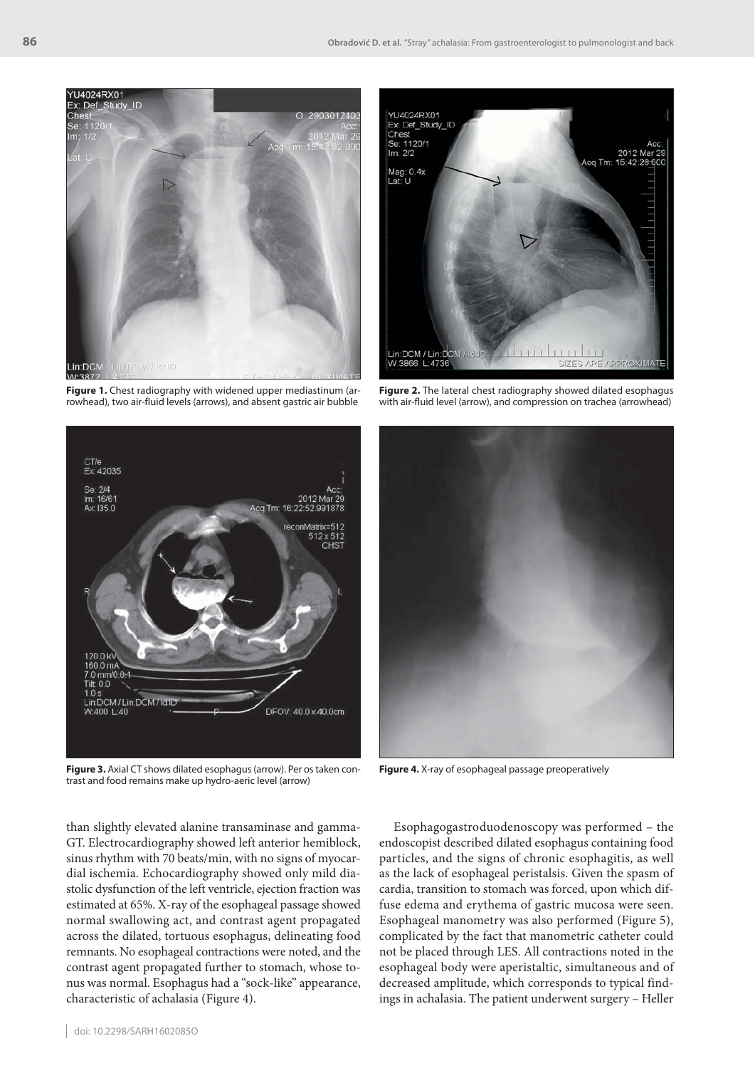Figure 1. Chest radiography with widened upper mediastinum (arrowhead), two air-fluid levels (arrows), and absent gastric air bubble

Figure 2. The lateral chest radiography showed dilated esophagus with air-fluid level (arrow), and compression on trachea (arrowhead)

Figure 3. Axial CT shows dilated esophagus (arrow). Per os taken contrast and food remains make up hydro-aeric level (arrow)

Figure 4. X-ray of esophageal passage preoperatively

than slightly elevated alanine transaminase and gamma-GT. Electrocardiography showed left anterior hemiblock, sinus rhythm with 70 beats/min, with no signs of myocardial ischemia. Echocardiography showed only mild diastolic dysfunction of the left ventricle, ejection fraction was estimated at 65%. X-ray of the esophageal passage showed normal swallowing act, and contrast agent propagated across the dilated, tortuous esophagus, delineating food remnants. No esophageal contractions were noted, and the contrast agent propagated further to stomach, whose tonus was normal. Esophagus had a "sock-like" appearance, characteristic of achalasia (Figure 4).

Esophagogastroduodenoscopy was performed – the endoscopist described dilated esophagus containing food particles, and the signs of chronic esophagitis, as well as the lack of esophageal peristalsis. Given the spasm of cardia, transition to stomach was forced, upon which diffuse edema and erythema of gastric mucosa were seen. Esophageal manometry was also performed (Figure 5), complicated by the fact that manometric catheter could not be placed through LES. All contractions noted in the esophageal body were aperistaltic, simultaneous and of decreased amplitude, which corresponds to typical findings in achalasia. The patient underwent surgery – Heller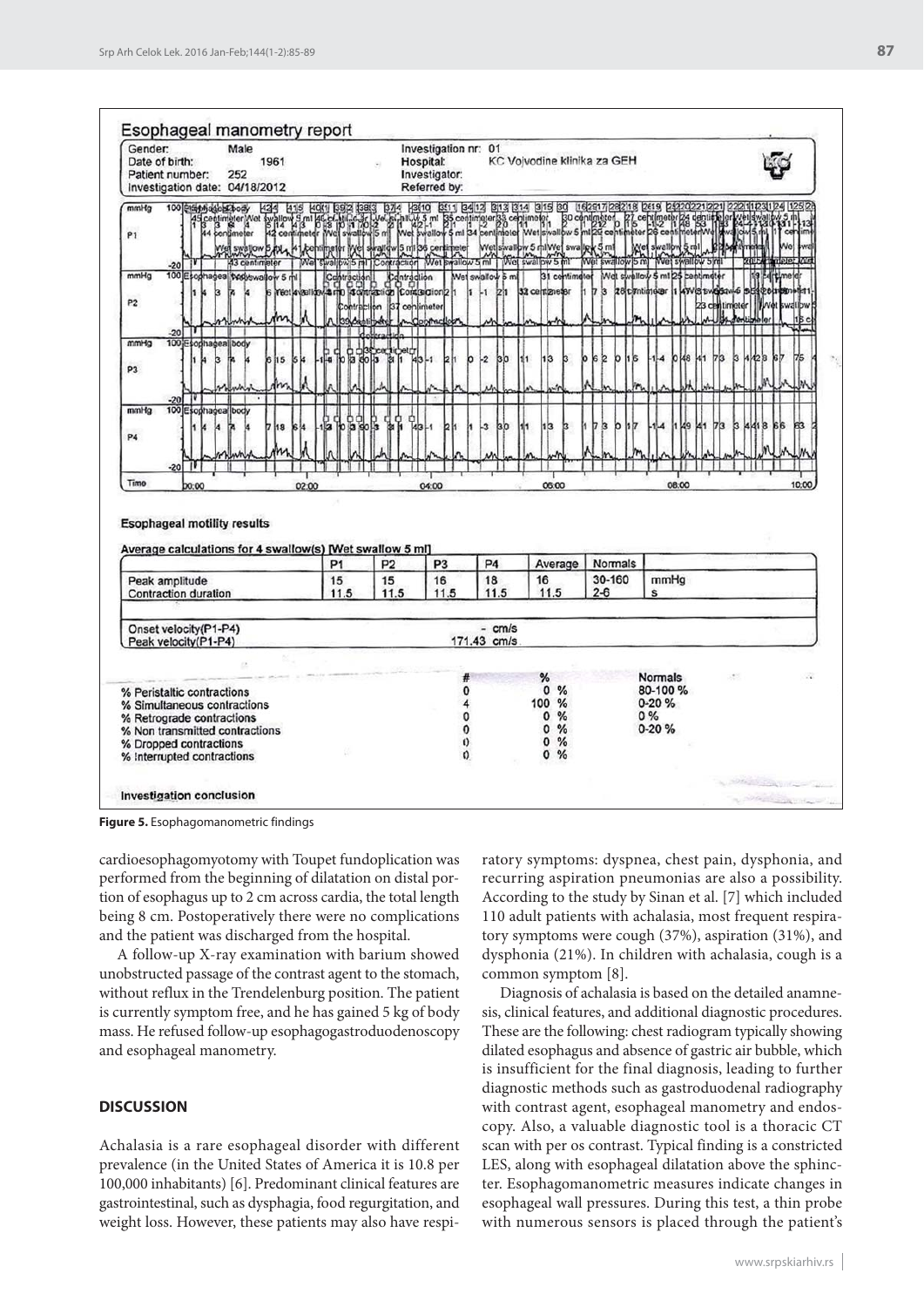**Esophageal manometry report**

| | | | |
|---|---|---|---|
| Gender: | Male | Investigation nr: | 01 |
| Date of birth: | 1961 | Hospital: | KC Vojvodine klinika za GEH |
| Patient number: | 252 | Investigator: | |
| Investigation date: | 04/18/2012 | Referred by: | |

**Esophageal motility results**

Average calculations for 4 swallow(s) [Wet swallow 5 ml]

| | P1 | P2 | P3 | P4 | Average | Normals | |
|---|---|---|---|---|---|---|---|
| Peak amplitude | 15 | 15 | 16 | 18 | 16 | 30-160 | mmHg |
| Contraction duration | 11.5 | 11.5 | 11.5 | 11.5 | 11.5 | 2-6 | s |

| | |
|---|---|
| Onset velocity(P1-P4) | - cm/s |
| Peak velocity(P1-P4) | 171.43 cm/s |

| | # | % | Normals |
|---|---|---|---|
| % Peristaltic contractions | 0 | 0 % | 80-100 % |
| % Simultaneous contractions | 4 | 100 % | 0-20 % |
| % Retrograde contractions | 0 | 0 % | 0 % |
| % Non transmitted contractions | 0 | 0 % | 0-20 % |
| % Dropped contractions | 0 | 0 % | |
| % Interrupted contractions | 0 | 0 % | |

**Investigation conclusion**

**Figure 5.** Esophagomanometric findings

cardioesophagomyotomy with Toupet fundoplication was performed from the beginning of dilatation on distal portion of esophagus up to 2 cm across cardia, the total length being 8 cm. Postoperatively there were no complications and the patient was discharged from the hospital.

A follow-up X-ray examination with barium showed unobstructed passage of the contrast agent to the stomach, without reflux in the Trendelenburg position. The patient is currently symptom free, and he has gained 5 kg of body mass. He refused follow-up esophagogastroduodenoscopy and esophageal manometry.

## DISCUSSION

Achalasia is a rare esophageal disorder with different prevalence (in the United States of America it is 10.8 per 100,000 inhabitants) [6]. Predominant clinical features are gastrointestinal, such as dysphagia, food regurgitation, and weight loss. However, these patients may also have respiratory symptoms: dyspnea, chest pain, dysphonia, and recurring aspiration pneumonias are also a possibility. According to the study by Sinan et al. [7] which included 110 adult patients with achalasia, most frequent respiratory symptoms were cough (37%), aspiration (31%), and dysphonia (21%). In children with achalasia, cough is a common symptom [8].

Diagnosis of achalasia is based on the detailed anamnesis, clinical features, and additional diagnostic procedures. These are the following: chest radiogram typically showing dilated esophagus and absence of gastric air bubble, which is insufficient for the final diagnosis, leading to further diagnostic methods such as gastroduodenal radiography with contrast agent, esophageal manometry and endoscopy. Also, a valuable diagnostic tool is a thoracic CT scan with per os contrast. Typical finding is a constricted LES, along with esophageal dilatation above the sphincter. Esophagomanometric measures indicate changes in esophageal wall pressures. During this test, a thin probe with numerous sensors is placed through the patient's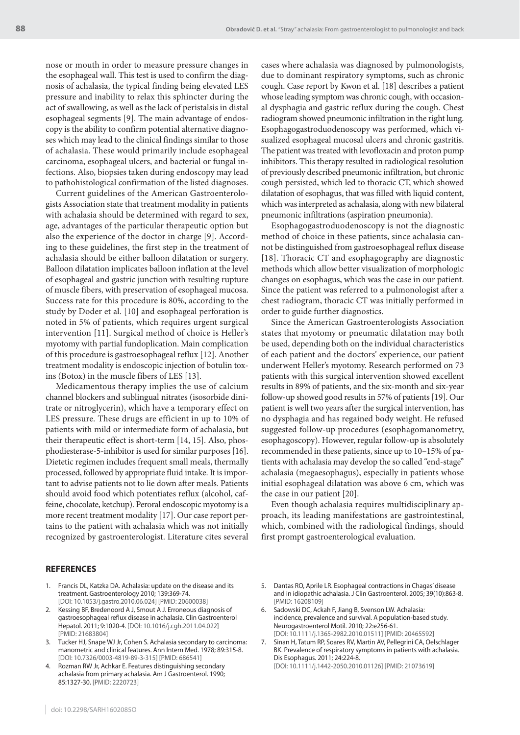nose or mouth in order to measure pressure changes in the esophageal wall. This test is used to confirm the diagnosis of achalasia, the typical finding being elevated LES pressure and inability to relax this sphincter during the act of swallowing, as well as the lack of peristalsis in distal esophageal segments [9]. The main advantage of endoscopy is the ability to confirm potential alternative diagnoses which may lead to the clinical findings similar to those of achalasia. These would primarily include esophageal carcinoma, esophageal ulcers, and bacterial or fungal infections. Also, biopsies taken during endoscopy may lead to pathohistological confirmation of the listed diagnoses.

Current guidelines of the American Gastroenterologists Association state that treatment modality in patients with achalasia should be determined with regard to sex, age, advantages of the particular therapeutic option but also the experience of the doctor in charge [9]. According to these guidelines, the first step in the treatment of achalasia should be either balloon dilatation or surgery. Balloon dilatation implicates balloon inflation at the level of esophageal and gastric junction with resulting rupture of muscle fibers, with preservation of esophageal mucosa. Success rate for this procedure is 80%, according to the study by Doder et al. [10] and esophageal perforation is noted in 5% of patients, which requires urgent surgical intervention [11]. Surgical method of choice is Heller's myotomy with partial fundoplication. Main complication of this procedure is gastroesophageal reflux [12]. Another treatment modality is endoscopic injection of botulin toxins (Botox) in the muscle fibers of LES [13].

Medicamentous therapy implies the use of calcium channel blockers and sublingual nitrates (isosorbide dinitrate or nitroglycerin), which have a temporary effect on LES pressure. These drugs are efficient in up to 10% of patients with mild or intermediate form of achalasia, but their therapeutic effect is short-term [14, 15]. Also, phosphodiesterase-5-inhibitor is used for similar purposes [16]. Dietetic regimen includes frequent small meals, thermally processed, followed by appropriate fluid intake. It is important to advise patients not to lie down after meals. Patients should avoid food which potentiates reflux (alcohol, caffeine, chocolate, ketchup). Peroral endoscopic myotomy is a more recent treatment modality [17]. Our case report pertains to the patient with achalasia which was not initially recognized by gastroenterologist. Literature cites several cases where achalasia was diagnosed by pulmonologists, due to dominant respiratory symptoms, such as chronic cough. Case report by Kwon et al. [18] describes a patient whose leading symptom was chronic cough, with occasional dysphagia and gastric reflux during the cough. Chest radiogram showed pneumonic infiltration in the right lung. Esophagogastroduodenoscopy was performed, which visualized esophageal mucosal ulcers and chronic gastritis. The patient was treated with levofloxacin and proton pump inhibitors. This therapy resulted in radiological resolution of previously described pneumonic infiltration, but chronic cough persisted, which led to thoracic CT, which showed dilatation of esophagus, that was filled with liquid content, which was interpreted as achalasia, along with new bilateral pneumonic infiltrations (aspiration pneumonia).

Esophagogastroduodenoscopy is not the diagnostic method of choice in these patients, since achalasia cannot be distinguished from gastroesophageal reflux disease [18]. Thoracic CT and esophagography are diagnostic methods which allow better visualization of morphologic changes on esophagus, which was the case in our patient. Since the patient was referred to a pulmonologist after a chest radiogram, thoracic CT was initially performed in order to guide further diagnostics.

Since the American Gastroenterologists Association states that myotomy or pneumatic dilatation may both be used, depending both on the individual characteristics of each patient and the doctors' experience, our patient underwent Heller's myotomy. Research performed on 73 patients with this surgical intervention showed excellent results in 89% of patients, and the six-month and six-year follow-up showed good results in 57% of patients [19]. Our patient is well two years after the surgical intervention, has no dysphagia and has regained body weight. He refused suggested follow-up procedures (esophagomanometry, esophagoscopy). However, regular follow-up is absolutely recommended in these patients, since up to 10–15% of patients with achalasia may develop the so called "end-stage" achalasia (megaesophagus), especially in patients whose initial esophageal dilatation was above 6 cm, which was the case in our patient [20].

Even though achalasia requires multidisciplinary approach, its leading manifestations are gastrointestinal, which, combined with the radiological findings, should first prompt gastroenterological evaluation.

## REFERENCES

1. Francis DL, Katzka DA. Achalasia: update on the disease and its treatment. Gastroenterology 2010; 139:369-74. [DOI: 10.1053/j.gastro.2010.06.024] [PMID: 20600038]
2. Kessing BF, Bredenoord A J, Smout A J. Erroneous diagnosis of gastroesophageal reflux disease in achalasia. Clin Gastroenterol Hepatol. 2011; 9:1020-4. [DOI: 10.1016/j.cgh.2011.04.022] [PMID: 21683804]
3. Tucker HJ, Snape WJ Jr, Cohen S. Achalasia secondary to carcinoma: manometric and clinical features. Ann Intern Med. 1978; 89:315-8. [DOI: 10.7326/0003-4819-89-3-315] [PMID: 686541]
4. Rozman RW Jr, Achkar E. Features distinguishing secondary achalasia from primary achalasia. Am J Gastroenterol. 1990; 85:1327-30. [PMID: 2220723]
5. Dantas RO, Aprile LR. Esophageal contractions in Chagas' disease and in idiopathic achalasia. J Clin Gastroenterol. 2005; 39(10):863-8. [PMID: 16208109]
6. Sadowski DC, Ackah F, Jiang B, Svenson LW. Achalasia: incidence, prevalence and survival. A population-based study. Neurogastroenterol Motil. 2010; 22:e256-61. [DOI: 10.1111/j.1365-2982.2010.01511] [PMID: 20465592]
7. Sinan H, Tatum RP, Soares RV, Martin AV, Pellegrini CA, Oelschlager BK. Prevalence of respiratory symptoms in patients with achalasia. Dis Esophagus. 2011; 24:224-8. [DOI: 10.1111/j.1442-2050.2010.01126] [PMID: 21073619]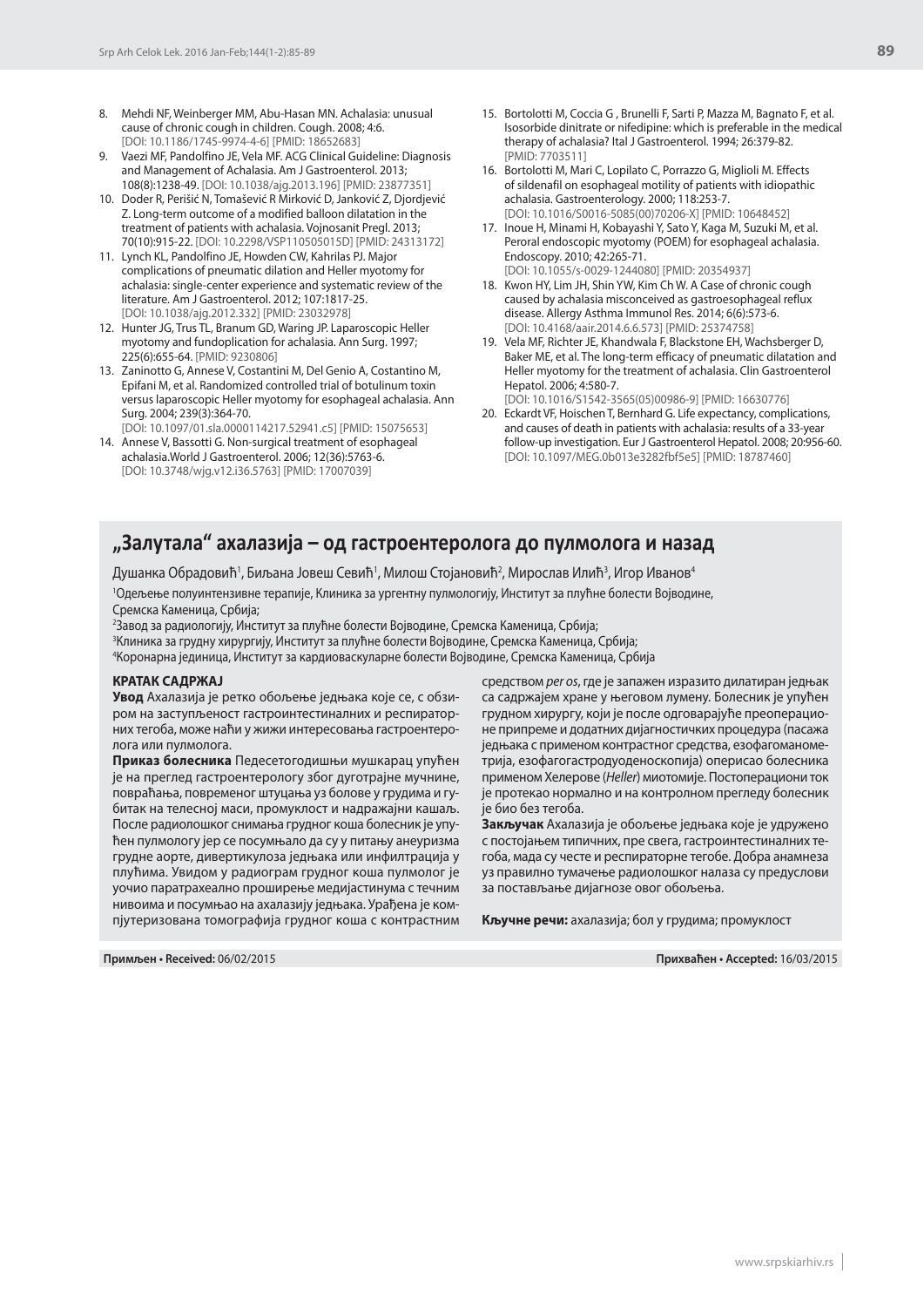8. Mehdi NF, Weinberger MM, Abu-Hasan MN. Achalasia: unusual cause of chronic cough in children. Cough. 2008; 4:6. [DOI: 10.1186/1745-9974-4-6] [PMID: 18652683]
9. Vaezi MF, Pandolfino JE, Vela MF. ACG Clinical Guideline: Diagnosis and Management of Achalasia. Am J Gastroenterol. 2013; 108(8):1238-49. [DOI: 10.1038/ajg.2013.196] [PMID: 23877351]
10. Doder R, Perišić N, Tomašević R Mirković D, Janković Z, Djordjević Z. Long-term outcome of a modified balloon dilatation in the treatment of patients with achalasia. Vojnosanit Pregl. 2013; 70(10):915-22. [DOI: 10.2298/VSP110505015D] [PMID: 24313172]
11. Lynch KL, Pandolfino JE, Howden CW, Kahrilas PJ. Major complications of pneumatic dilation and Heller myotomy for achalasia: single-center experience and systematic review of the literature. Am J Gastroenterol. 2012; 107:1817-25. [DOI: 10.1038/ajg.2012.332] [PMID: 23032978]
12. Hunter JG, Trus TL, Branum GD, Waring JP. Laparoscopic Heller myotomy and fundoplication for achalasia. Ann Surg. 1997; 225(6):655-64. [PMID: 9230806]
13. Zaninotto G, Annese V, Costantini M, Del Genio A, Costantino M, Epifani M, et al. Randomized controlled trial of botulinum toxin versus laparoscopic Heller myotomy for esophageal achalasia. Ann Surg. 2004; 239(3):364-70. [DOI: 10.1097/01.sla.0000114217.52941.c5] [PMID: 15075653]
14. Annese V, Bassotti G. Non-surgical treatment of esophageal achalasia.World J Gastroenterol. 2006; 12(36):5763-6. [DOI: 10.3748/wjg.v12.i36.5763] [PMID: 17007039]
15. Bortolotti M, Coccia G , Brunelli F, Sarti P, Mazza M, Bagnato F, et al. Isosorbide dinitrate or nifedipine: which is preferable in the medical therapy of achalasia? Ital J Gastroenterol. 1994; 26:379-82. [PMID: 7703511]
16. Bortolotti M, Mari C, Lopilato C, Porrazzo G, Miglioli M. Effects of sildenafil on esophageal motility of patients with idiopathic achalasia. Gastroenterology. 2000; 118:253-7. [DOI: 10.1016/S0016-5085(00)70206-X] [PMID: 10648452]
17. Inoue H, Minami H, Kobayashi Y, Sato Y, Kaga M, Suzuki M, et al. Peroral endoscopic myotomy (POEM) for esophageal achalasia. Endoscopy. 2010; 42:265-71. [DOI: 10.1055/s-0029-1244080] [PMID: 20354937]
18. Kwon HY, Lim JH, Shin YW, Kim Ch W. A Case of chronic cough caused by achalasia misconceived as gastroesophageal reflux disease. Allergy Asthma Immunol Res. 2014; 6(6):573-6. [DOI: 10.4168/aair.2014.6.6.573] [PMID: 25374758]
19. Vela MF, Richter JE, Khandwala F, Blackstone EH, Wachsberger D, Baker ME, et al. The long-term efficacy of pneumatic dilatation and Heller myotomy for the treatment of achalasia. Clin Gastroenterol Hepatol. 2006; 4:580-7. [DOI: 10.1016/S1542-3565(05)00986-9] [PMID: 16630776]
20. Eckardt VF, Hoischen T, Bernhard G. Life expectancy, complications, and causes of death in patients with achalasia: results of a 33-year follow-up investigation. Eur J Gastroenterol Hepatol. 2008; 20:956-60. [DOI: 10.1097/MEG.0b013e3282fbf5e5] [PMID: 18787460]

## „Залутала“ ахалазија – од гастроентеролога до пулмолога и назад

Душанка Обрадовић[1], Биљана Јовеш Севић[1], Милош Стојановић[2], Мирослав Илић[3], Игор Иванов[4]

[1]Одељење полуинтензивне терапије, Клиника за ургентну пулмологију, Институт за плућне болести Војводине, Сремска Каменица, Србија;
[2]Завод за радиологију, Институт за плућне болести Војводине, Сремска Каменица, Србија;
[3]Клиника за грудну хирургију, Институт за плућне болести Војводине, Сремска Каменица, Србија;
[4]Коронарна јединица, Институт за кардиоваскуларне болести Војводине, Сремска Каменица, Србија

**КРАТАК САДРЖАЈ**

**Увод** Ахалазија је ретко обољење једњака које се, с обзиром на заступљеност гастроинтестиналних и респираторних тегоба, може наћи у жижи интересовања гастроентеролога или пулмолога.

**Приказ болесника** Педесетогодишњи мушкарац упућен је на преглед гастроентерологу због дуготрајне мучнине, повраћања, повременог штуцања уз болове у грудима и губитак на телесној маси, промуклост и надражајни кашаљ. После радиолошког снимања грудног коша болесник је упућен пулмологу јер се посумњало да су у питању анеуризма грудне аорте, дивертикулоза једњака или инфилтрација у плућима. Увидом у радиограм грудног коша пулмолог је уочио паратрахеално проширење медијастинума с течним нивоима и посумњао на ахалазију једњака. Урађена је компјутеризована томографија грудног коша с контрастним средством *per os*, где је запажен изразито дилатиран једњак са садржајем хране у његовом лумену. Болесник је упућен грудном хирургу, који је после одговарајуће преоперационе припреме и додатних дијагностичких процедура (пасажа једњака с применом контрастног средства, езофагоманометрија, езофагогастродуоденоскопија) оперисао болесника применом Хелерове (*Heller*) миотомије. Постоперациони ток је протекао нормално и на контролном прегледу болесник је био без тегоба.

**Закључак** Ахалазија је обољење једњака које је удружено с постојањем типичних, пре свега, гастроинтестиналних тегоба, мада су честе и респираторне тегобе. Добра анамнеза уз правилно тумачење радиолошког налаза су предуслови за постављање дијагнозе овог обољења.

**Кључне речи:** ахалазија; бол у грудима; промуклост

**Примљен • Received:** 06/02/2015 **Прихваћен • Accepted:** 16/03/2015